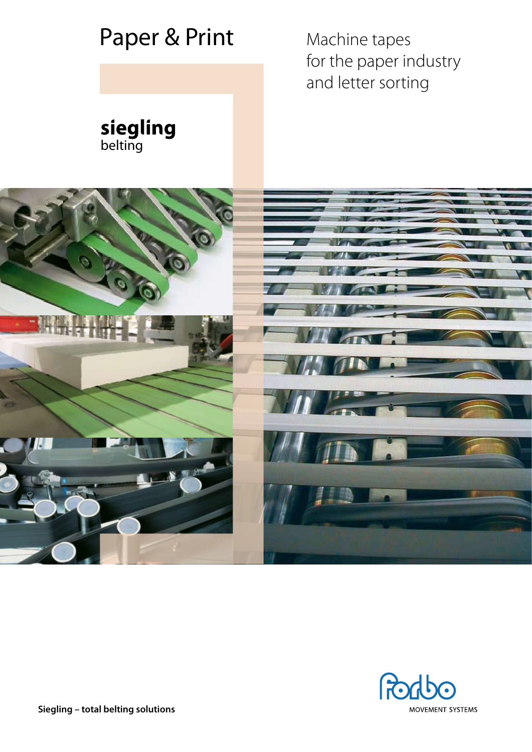# Paper & Print

Machine tapes
for the paper industry
and letter sorting

**siegling**
belting

**Siegling – total belting solutions**

Forbo
MOVEMENT SYSTEMS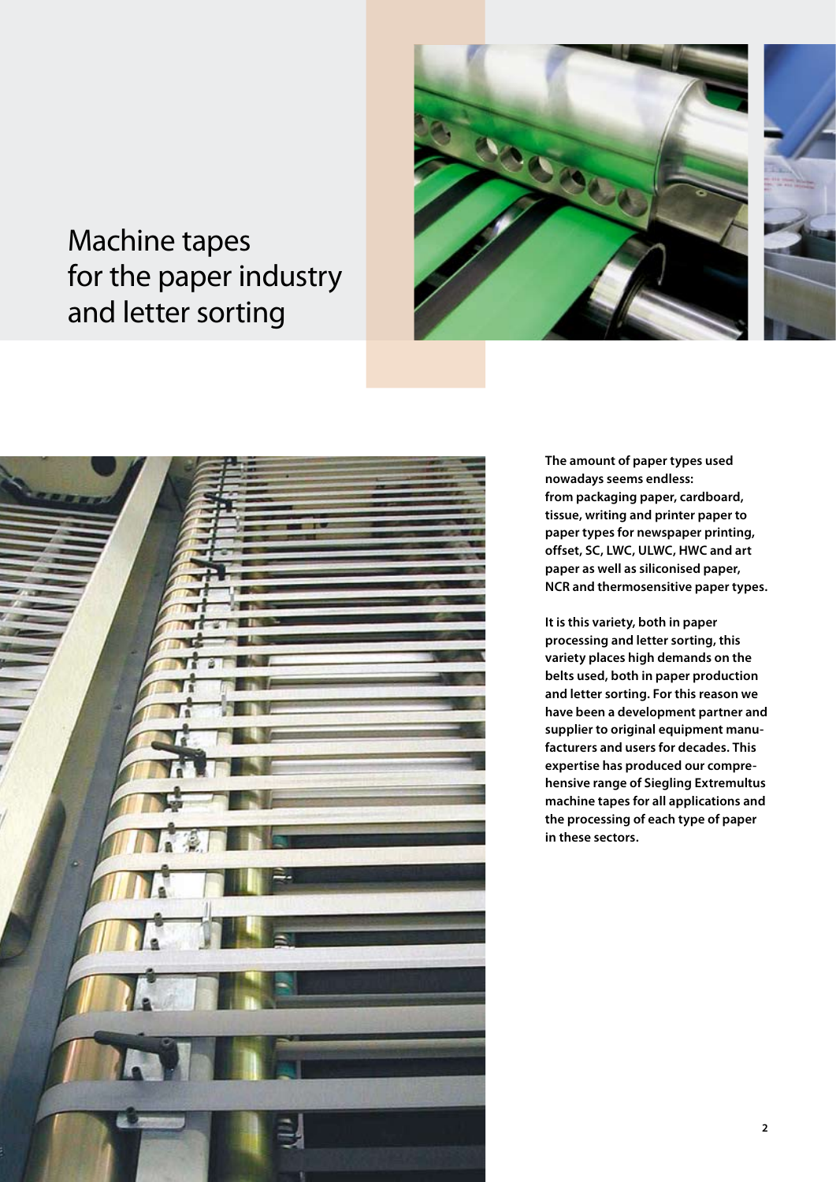# Machine tapes for the paper industry and letter sorting

**The amount of paper types used nowadays seems endless: from packaging paper, cardboard, tissue, writing and printer paper to paper types for newspaper printing, offset, SC, LWC, ULWC, HWC and art paper as well as siliconised paper, NCR and thermosensitive paper types.**

**It is this variety, both in paper processing and letter sorting, this variety places high demands on the belts used, both in paper production and letter sorting. For this reason we have been a development partner and supplier to original equipment manufacturers and users for decades. This expertise has produced our comprehensive range of Siegling Extremultus machine tapes for all applications and the processing of each type of paper in these sectors.**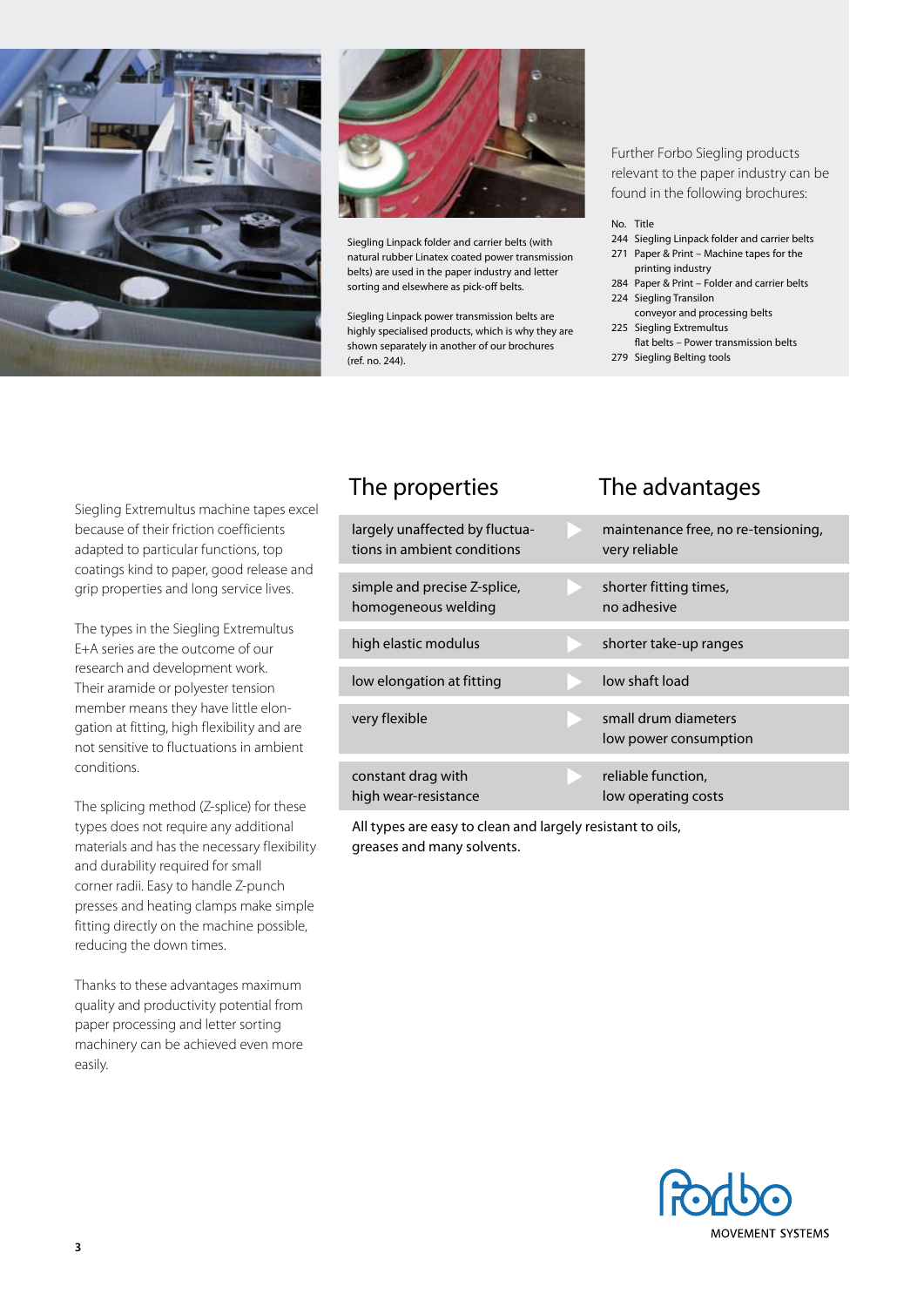Siegling Linpack folder and carrier belts (with natural rubber Linatex coated power transmission belts) are used in the paper industry and letter sorting and elsewhere as pick-off belts.

Siegling Linpack power transmission belts are highly specialised products, which is why they are shown separately in another of our brochures (ref. no. 244).

Further Forbo Siegling products relevant to the paper industry can be found in the following brochures:

| No. | Title |
|---|---|
| 244 | Siegling Linpack folder and carrier belts |
| 271 | Paper & Print – Machine tapes for the printing industry |
| 284 | Paper & Print – Folder and carrier belts |
| 224 | Siegling Transilon conveyor and processing belts |
| 225 | Siegling Extremultus flat belts – Power transmission belts |
| 279 | Siegling Belting tools |

Siegling Extremultus machine tapes excel because of their friction coefficients adapted to particular functions, top coatings kind to paper, good release and grip properties and long service lives.

The types in the Siegling Extremultus E+A series are the outcome of our research and development work. Their aramide or polyester tension member means they have little elongation at fitting, high flexibility and are not sensitive to fluctuations in ambient conditions.

The splicing method (Z-splice) for these types does not require any additional materials and has the necessary flexibility and durability required for small corner radii. Easy to handle Z-punch presses and heating clamps make simple fitting directly on the machine possible, reducing the down times.

Thanks to these advantages maximum quality and productivity potential from paper processing and letter sorting machinery can be achieved even more easily.

| The properties | The advantages |
|---|---|
| largely unaffected by fluctuations in ambient conditions | maintenance free, no re-tensioning, very reliable |
| simple and precise Z-splice, homogeneous welding | shorter fitting times, no adhesive |
| high elastic modulus | shorter take-up ranges |
| low elongation at fitting | low shaft load |
| very flexible | small drum diameters low power consumption |
| constant drag with high wear-resistance | reliable function, low operating costs |

All types are easy to clean and largely resistant to oils, greases and many solvents.

Forbo
MOVEMENT SYSTEMS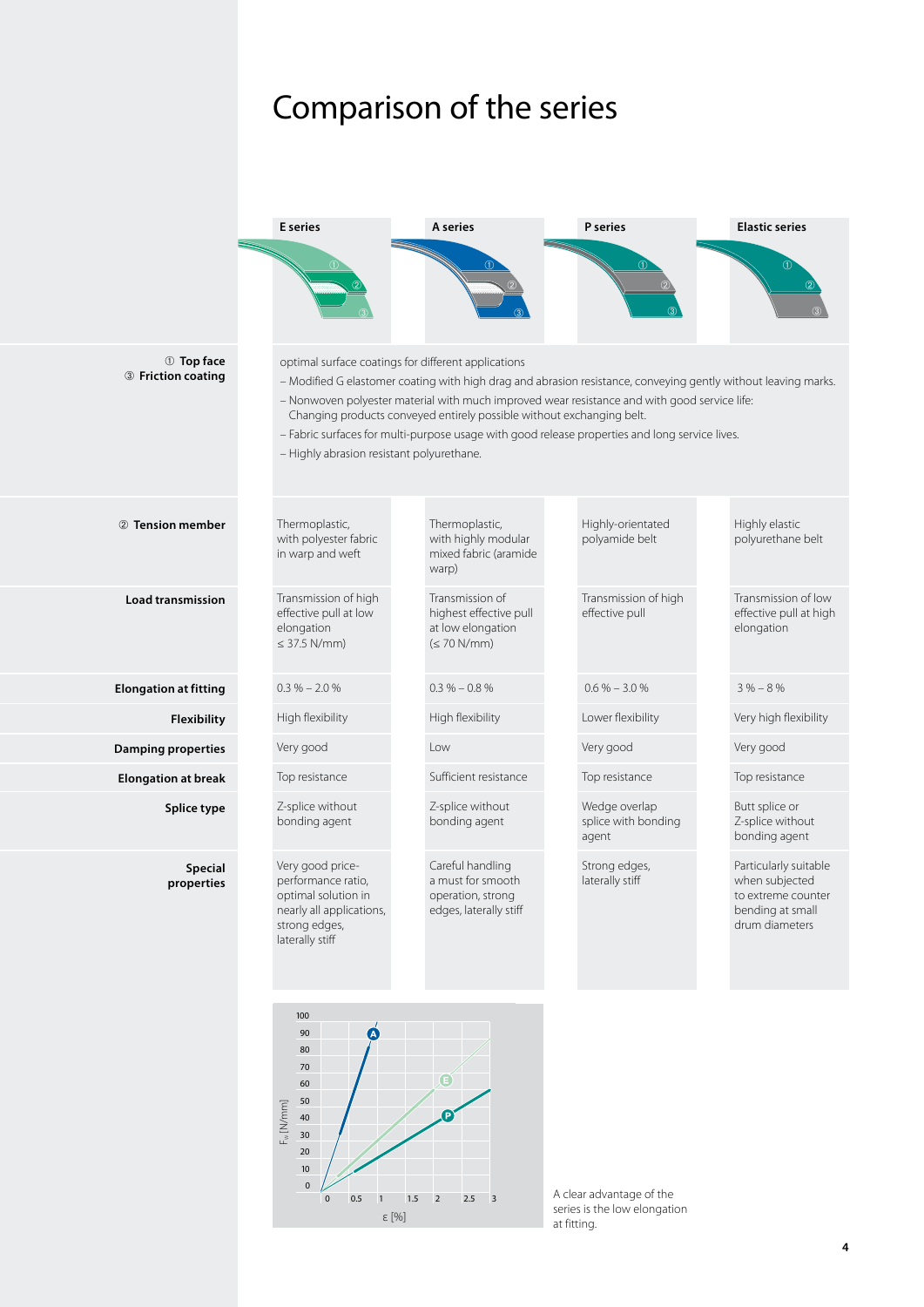# Comparison of the series

| | E series | A series | P series | Elastic series |
|---|---|---|---|---|
| ① Top face<br>③ Friction coating | optimal surface coatings for different applications<br>– Modified G elastomer coating with high drag and abrasion resistance, conveying gently without leaving marks.<br>– Nonwoven polyester material with much improved wear resistance and with good service life: Changing products conveyed entirely possible without exchanging belt.<br>– Fabric surfaces for multi-purpose usage with good release properties and long service lives.<br>– Highly abrasion resistant polyurethane. | | | |
| ② Tension member | Thermoplastic, with polyester fabric in warp and weft | Thermoplastic, with highly modular mixed fabric (aramide warp) | Highly-orientated polyamide belt | Highly elastic polyurethane belt |
| Load transmission | Transmission of high effective pull at low elongation ≤ 37.5 N/mm) | Transmission of highest effective pull at low elongation (≤ 70 N/mm) | Transmission of high effective pull | Transmission of low effective pull at high elongation |
| Elongation at fitting | 0.3 % – 2.0 % | 0.3 % – 0.8 % | 0.6 % – 3.0 % | 3 % – 8 % |
| Flexibility | High flexibility | High flexibility | Lower flexibility | Very high flexibility |
| Damping properties | Very good | Low | Very good | Very good |
| Elongation at break | Top resistance | Sufficient resistance | Top resistance | Top resistance |
| Splice type | Z-splice without bonding agent | Z-splice without bonding agent | Wedge overlap splice with bonding agent | Butt splice or Z-splice without bonding agent |
| Special properties | Very good price-performance ratio, optimal solution in nearly all applications, strong edges, laterally stiff | Careful handling a must for smooth operation, strong edges, laterally stiff | Strong edges, laterally stiff | Particularly suitable when subjected to extreme counter bending at small drum diameters |

A clear advantage of the series is the low elongation at fitting.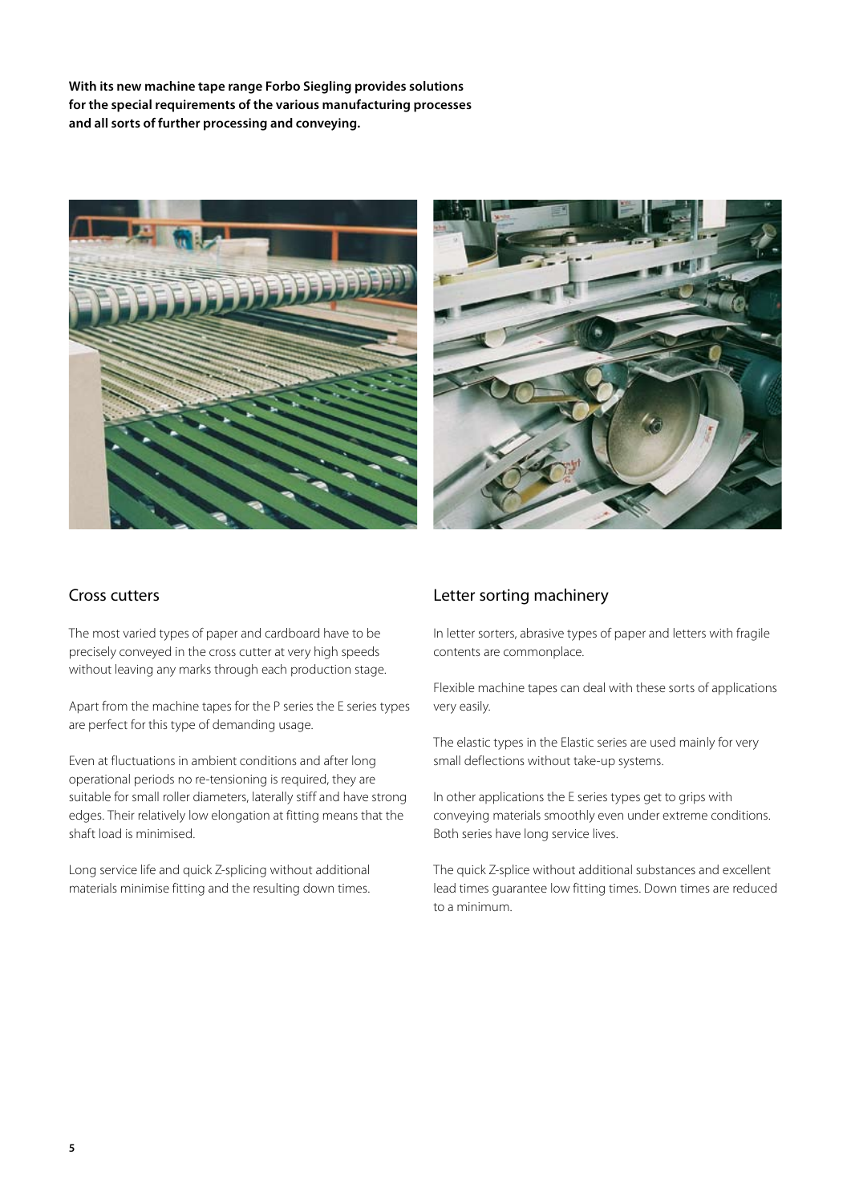**With its new machine tape range Forbo Siegling provides solutions for the special requirements of the various manufacturing processes and all sorts of further processing and conveying.**

## Cross cutters

The most varied types of paper and cardboard have to be precisely conveyed in the cross cutter at very high speeds without leaving any marks through each production stage.

Apart from the machine tapes for the P series the E series types are perfect for this type of demanding usage.

Even at fluctuations in ambient conditions and after long operational periods no re-tensioning is required, they are suitable for small roller diameters, laterally stiff and have strong edges. Their relatively low elongation at fitting means that the shaft load is minimised.

Long service life and quick Z-splicing without additional materials minimise fitting and the resulting down times.

## Letter sorting machinery

In letter sorters, abrasive types of paper and letters with fragile contents are commonplace.

Flexible machine tapes can deal with these sorts of applications very easily.

The elastic types in the Elastic series are used mainly for very small deflections without take-up systems.

In other applications the E series types get to grips with conveying materials smoothly even under extreme conditions. Both series have long service lives.

The quick Z-splice without additional substances and excellent lead times guarantee low fitting times. Down times are reduced to a minimum.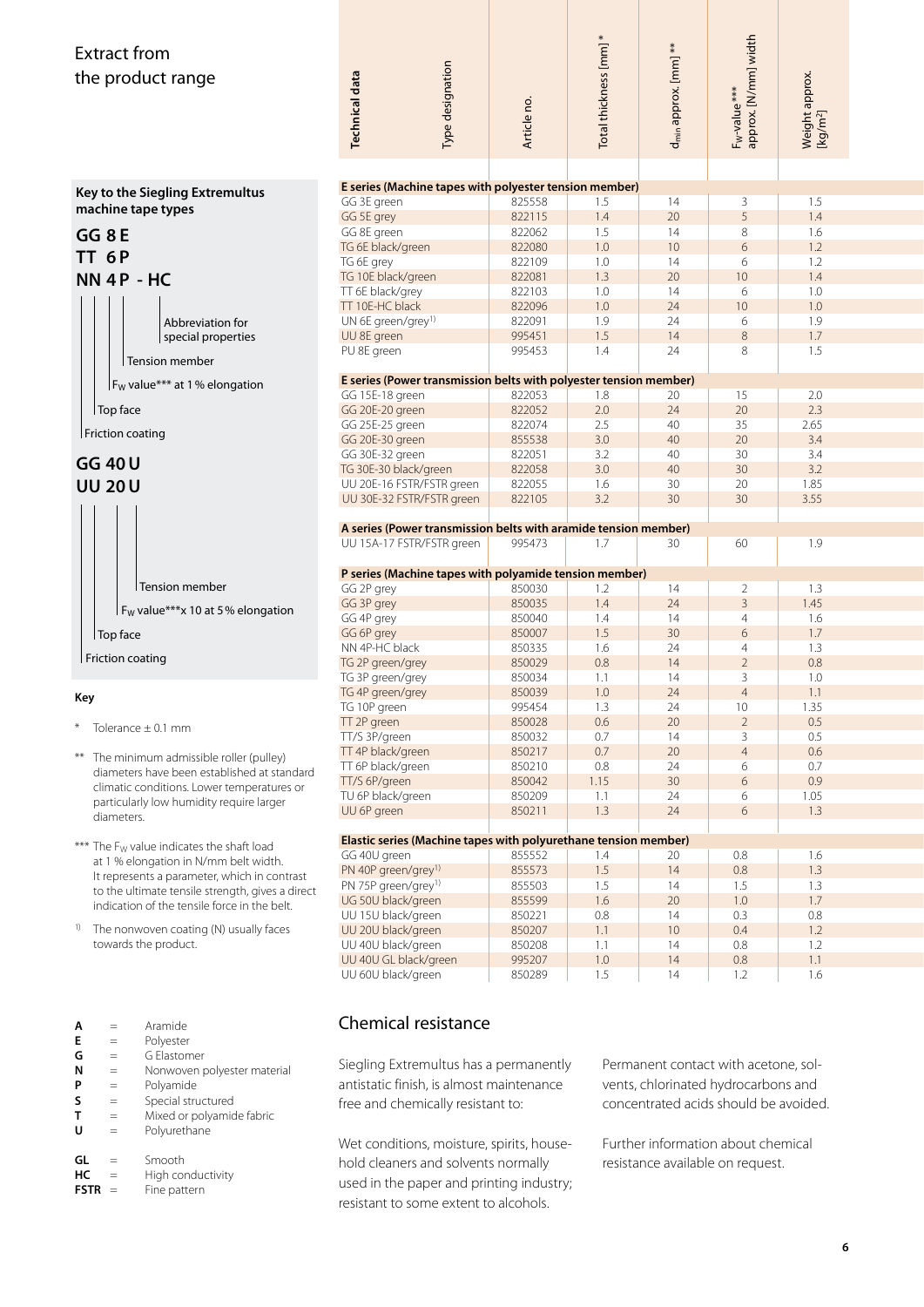# Extract from the product range

## Key to the Siegling Extremultus machine tape types

**GG 8 E**
**TT 6 P**
**NN 4 P - HC**

- Abbreviation for special properties
- Tension member
- $F_W$ value*** at 1 % elongation
- Top face
- Friction coating

**GG 40 U**
**UU 20 U**

- Tension member
- $F_W$ value***x 10 at 5 % elongation
- Top face
- Friction coating

### Key

\* Tolerance ± 0.1 mm

** The minimum admissible roller (pulley) diameters have been established at standard climatic conditions. Lower temperatures or particularly low humidity require larger diameters.

*** The $F_W$ value indicates the shaft load at 1 % elongation in N/mm belt width. It represents a parameter, which in contrast to the ultimate tensile strength, gives a direct indication of the tensile force in the belt.

1) The nonwoven coating (N) usually faces towards the product.

| | | |
|---|---|---|
| **A** | = | Aramide |
| **E** | = | Polyester |
| **G** | = | G Elastomer |
| **N** | = | Nonwoven polyester material |
| **P** | = | Polyamide |
| **S** | = | Special structured |
| **T** | = | Mixed or polyamide fabric |
| **U** | = | Polyurethane |
| **GL** | = | Smooth |
| **HC** | = | High conductivity |
| **FSTR** | = | Fine pattern |

| Technical data / Type designation | Article no. | Total thickness [mm] * | $d_{min}$ approx. [mm] ** | $F_W$-value *** approx. [N/mm] width | Weight approx. [kg/m²] |
|---|---|---|---|---|---|
| **E series (Machine tapes with polyester tension member)** | | | | | |
| GG 3E green | 825558 | 1.5 | 14 | 3 | 1.5 |
| GG 5E grey | 822115 | 1.4 | 20 | 5 | 1.4 |
| GG 8E green | 822062 | 1.5 | 14 | 8 | 1.6 |
| TG 6E black/green | 822080 | 1.0 | 10 | 6 | 1.2 |
| TG 6E grey | 822109 | 1.0 | 14 | 6 | 1.2 |
| TG 10E black/green | 822081 | 1.3 | 20 | 10 | 1.4 |
| TT 6E black/grey | 822103 | 1.0 | 14 | 6 | 1.0 |
| TT 10E-HC black | 822096 | 1.0 | 24 | 10 | 1.0 |
| UN 6E green/grey[1] | 822091 | 1.9 | 24 | 6 | 1.9 |
| UU 8E green | 995451 | 1.5 | 14 | 8 | 1.7 |
| PU 8E green | 995453 | 1.4 | 24 | 8 | 1.5 |
| **E series (Power transmission belts with polyester tension member)** | | | | | |
| GG 15E-18 green | 822053 | 1.8 | 20 | 15 | 2.0 |
| GG 20E-20 green | 822052 | 2.0 | 24 | 20 | 2.3 |
| GG 25E-25 green | 822074 | 2.5 | 40 | 35 | 2.65 |
| GG 20E-30 green | 855538 | 3.0 | 40 | 20 | 3.4 |
| GG 30E-32 green | 822051 | 3.2 | 40 | 30 | 3.4 |
| TG 30E-30 black/green | 822058 | 3.0 | 40 | 30 | 3.2 |
| UU 20E-16 FSTR/FSTR green | 822055 | 1.6 | 30 | 20 | 1.85 |
| UU 30E-32 FSTR/FSTR green | 822105 | 3.2 | 30 | 30 | 3.55 |
| **A series (Power transmission belts with aramide tension member)** | | | | | |
| UU 15A-17 FSTR/FSTR green | 995473 | 1.7 | 30 | 60 | 1.9 |
| **P series (Machine tapes with polyamide tension member)** | | | | | |
| GG 2P grey | 850030 | 1.2 | 14 | 2 | 1.3 |
| GG 3P grey | 850035 | 1.4 | 24 | 3 | 1.45 |
| GG 4P grey | 850040 | 1.4 | 14 | 4 | 1.6 |
| GG 6P grey | 850007 | 1.5 | 30 | 6 | 1.7 |
| NN 4P-HC black | 850335 | 1.6 | 24 | 4 | 1.3 |
| TG 2P green/grey | 850029 | 0.8 | 14 | 2 | 0.8 |
| TG 3P green/grey | 850034 | 1.1 | 14 | 3 | 1.0 |
| TG 4P green/grey | 850039 | 1.0 | 24 | 4 | 1.1 |
| TG 10P green | 995454 | 1.3 | 24 | 10 | 1.35 |
| TT 2P green | 850028 | 0.6 | 20 | 2 | 0.5 |
| TT/S 3P/green | 850032 | 0.7 | 14 | 3 | 0.5 |
| TT 4P black/green | 850217 | 0.7 | 20 | 4 | 0.6 |
| TT 6P black/green | 850210 | 0.8 | 24 | 6 | 0.7 |
| TT/S 6P/green | 850042 | 1.15 | 30 | 6 | 0.9 |
| TU 6P black/green | 850209 | 1.1 | 24 | 6 | 1.05 |
| UU 6P green | 850211 | 1.3 | 24 | 6 | 1.3 |
| **Elastic series (Machine tapes with polyurethane tension member)** | | | | | |
| GG 40U green | 855552 | 1.4 | 20 | 0.8 | 1.6 |
| PN 40P green/grey[1] | 855573 | 1.5 | 14 | 0.8 | 1.3 |
| PN 75P green/grey[1] | 855503 | 1.5 | 14 | 1.5 | 1.3 |
| UG 50U black/green | 855599 | 1.6 | 20 | 1.0 | 1.7 |
| UU 15U black/green | 850221 | 0.8 | 14 | 0.3 | 0.8 |
| UU 20U black/green | 850207 | 1.1 | 10 | 0.4 | 1.2 |
| UU 40U black/green | 850208 | 1.1 | 14 | 0.8 | 1.2 |
| UU 40U GL black/green | 995207 | 1.0 | 14 | 0.8 | 1.1 |
| UU 60U black/green | 850289 | 1.5 | 14 | 1.2 | 1.6 |

## Chemical resistance

Siegling Extremultus has a permanently antistatic finish, is almost maintenance free and chemically resistant to:

Wet conditions, moisture, spirits, household cleaners and solvents normally used in the paper and printing industry; resistant to some extent to alcohols.

Permanent contact with acetone, solvents, chlorinated hydrocarbons and concentrated acids should be avoided.

Further information about chemical resistance available on request.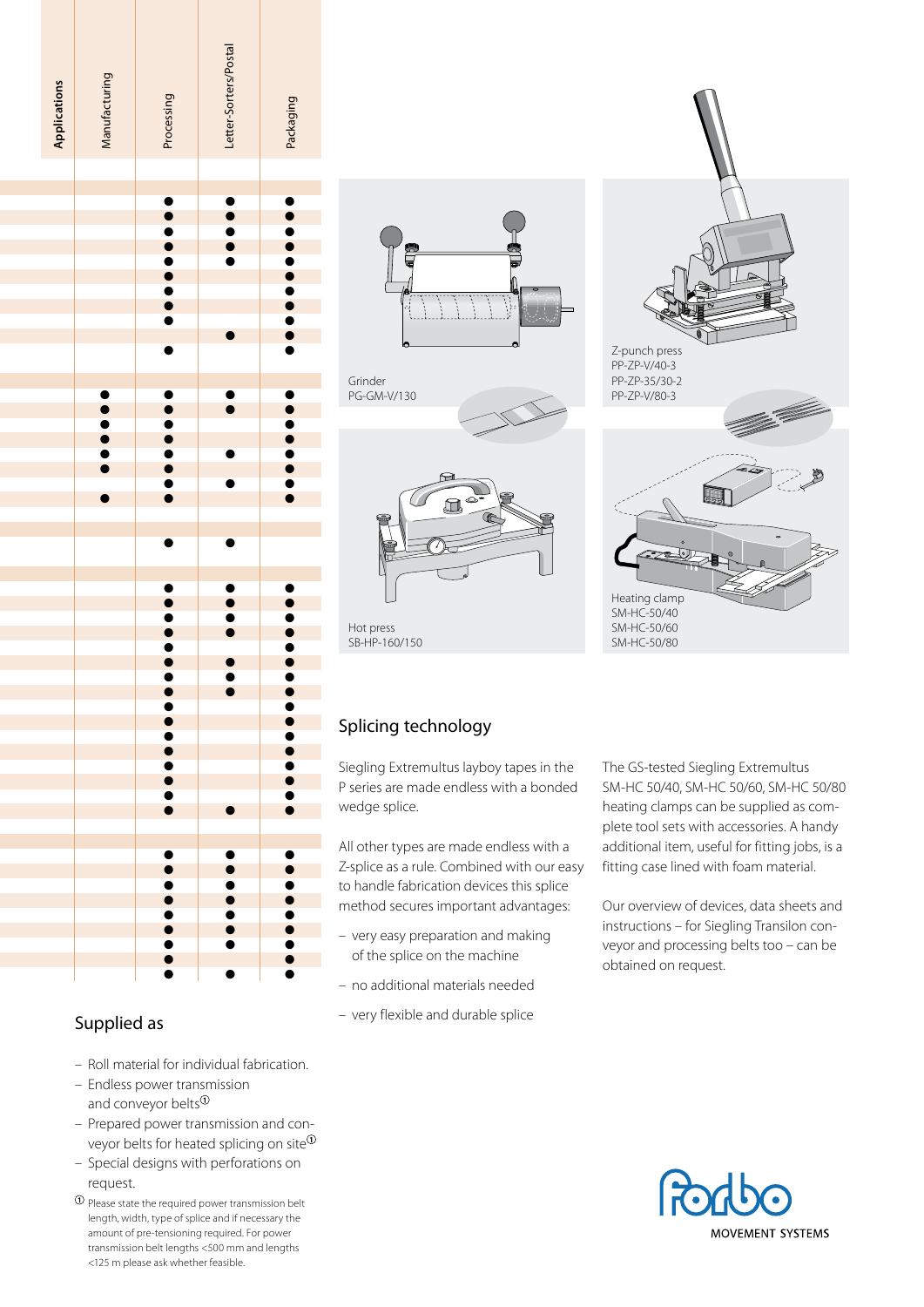| Applications | Manufacturing | Processing | Letter-Sorters/Postal | Packaging |
|---|---|---|---|---|
| | | | | |
| | | ● | ● | ● |
| | | ● | ● | ● |
| | | ● | ● | ● |
| | | ● | ● | ● |
| | | ● | ● | ● |
| | | ● | | ● |
| | | ● | | ● |
| | | ● | | ● |
| | | ● | | ● |
| | | | ● | ● |
| | | ● | | ● |
| | | | | |
| | ● | ● | ● | ● |
| | ● | ● | ● | ● |
| | ● | ● | | ● |
| | ● | ● | | ● |
| | ● | ● | ● | ● |
| | ● | ● | | ● |
| | | ● | ● | ● |
| | ● | ● | | ● |
| | | | | |
| | | | | |
| | | ● | ● | |
| | | | | |
| | | ● | ● | ● |
| | | ● | ● | ● |
| | | ● | ● | ● |
| | | ● | ● | ● |
| | | ● | | ● |
| | | ● | ● | ● |
| | | ● | ● | ● |
| | | ● | ● | ● |
| | | ● | | ● |
| | | ● | | ● |
| | | ● | | ● |
| | | ● | | ● |
| | | ● | | ● |
| | | ● | | ● |
| | | ● | | ● |
| | | ● | ● | ● |
| | | | | |
| | | | | |
| | | ● | ● | ● |
| | | ● | ● | ● |
| | | ● | ● | ● |
| | | ● | ● | ● |
| | | ● | ● | ● |
| | | ● | ● | ● |
| | | ● | ● | ● |
| | | ● | | ● |
| | | ● | ● | ● |

## Supplied as

- Roll material for individual fabrication.
- Endless power transmission and conveyor belts①
- Prepared power transmission and conveyor belts for heated splicing on site①
- Special designs with perforations on request.

① Please state the required power transmission belt length, width, type of splice and if necessary the amount of pre-tensioning required. For power transmission belt lengths <500 mm and lengths <125 m please ask whether feasible.

Grinder
PG-GM-V/130

Z-punch press
PP-ZP-V/40-3
PP-ZP-35/30-2
PP-ZP-V/80-3

Hot press
SB-HP-160/150

Heating clamp
SM-HC-50/40
SM-HC-50/60
SM-HC-50/80

## Splicing technology

Siegling Extremultus layboy tapes in the P series are made endless with a bonded wedge splice.

All other types are made endless with a Z-splice as a rule. Combined with our easy to handle fabrication devices this splice method secures important advantages:

- very easy preparation and making of the splice on the machine
- no additional materials needed
- very flexible and durable splice

The GS-tested Siegling Extremultus SM-HC 50/40, SM-HC 50/60, SM-HC 50/80 heating clamps can be supplied as complete tool sets with accessories. A handy additional item, useful for fitting jobs, is a fitting case lined with foam material.

Our overview of devices, data sheets and instructions – for Siegling Transilon conveyor and processing belts too – can be obtained on request.

Forbo
MOVEMENT SYSTEMS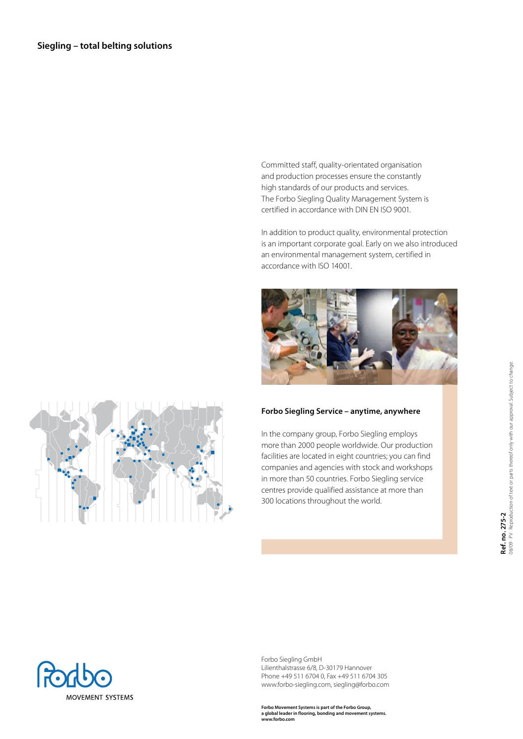## Siegling – total belting solutions

Committed staff, quality-orientated organisation and production processes ensure the constantly high standards of our products and services. The Forbo Siegling Quality Management System is certified in accordance with DIN EN ISO 9001.

In addition to product quality, environmental protection is an important corporate goal. Early on we also introduced an environmental management system, certified in accordance with ISO 14001.

### Forbo Siegling Service – anytime, anywhere

In the company group, Forbo Siegling employs more than 2000 people worldwide. Our production facilities are located in eight countries; you can find companies and agencies with stock and workshops in more than 50 countries. Forbo Siegling service centres provide qualified assistance at more than 300 locations throughout the world.

**Ref. no. 275-2**
08/09 · PV · Reproduction of text or parts thereof only with our approval. Subject to change.

MOVEMENT SYSTEMS

Forbo Siegling GmbH
Lilienthalstrasse 6/8, D-30179 Hannover
Phone +49 511 6704 0, Fax +49 511 6704 305
www.forbo-siegling.com, siegling@forbo.com

**Forbo Movement Systems is part of the Forbo Group, a global leader in flooring, bonding and movement systems. www.forbo.com**